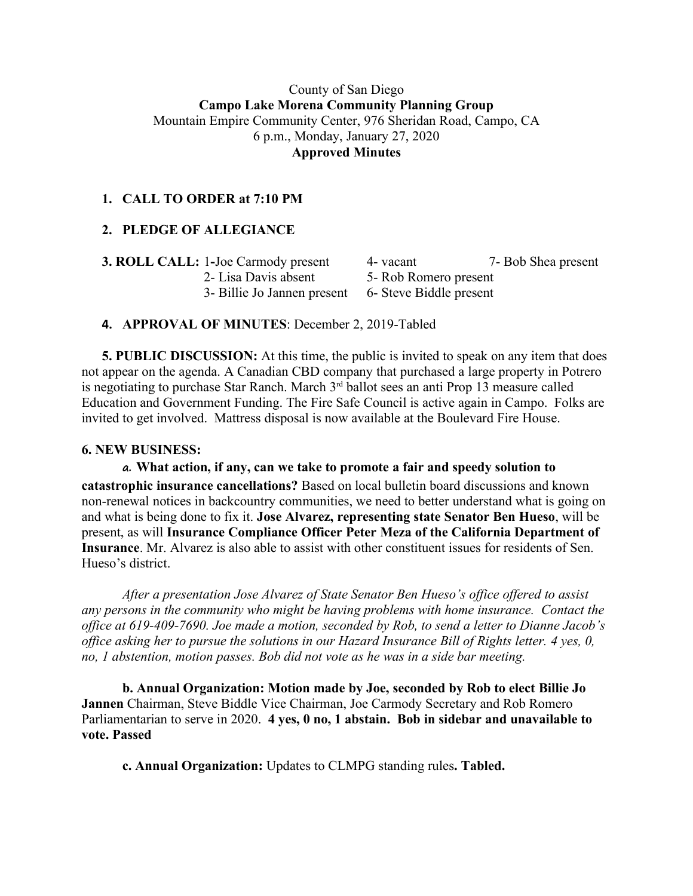County of San Diego
**Campo Lake Morena Community Planning Group**
Mountain Empire Community Center, 976 Sheridan Road, Campo, CA
6 p.m., Monday, January 27, 2020
**Approved Minutes**

1. **CALL TO ORDER at 7:10 PM**

2. **PLEDGE OF ALLEGIANCE**

**3. ROLL CALL:**

| | | |
|---|---|---|
| 1-Joe Carmody present | 4- vacant | 7- Bob Shea present |
| 2- Lisa Davis absent | 5- Rob Romero present | |
| 3- Billie Jo Jannen present | 6- Steve Biddle present | |

4. **APPROVAL OF MINUTES**: December 2, 2019-Tabled

**5. PUBLIC DISCUSSION:** At this time, the public is invited to speak on any item that does not appear on the agenda. A Canadian CBD company that purchased a large property in Potrero is negotiating to purchase Star Ranch. March 3rd ballot sees an anti Prop 13 measure called Education and Government Funding. The Fire Safe Council is active again in Campo. Folks are invited to get involved. Mattress disposal is now available at the Boulevard Fire House.

**6. NEW BUSINESS:**

*a.* **What action, if any, can we take to promote a fair and speedy solution to catastrophic insurance cancellations?** Based on local bulletin board discussions and known non-renewal notices in backcountry communities, we need to better understand what is going on and what is being done to fix it. **Jose Alvarez, representing state Senator Ben Hueso**, will be present, as will **Insurance Compliance Officer Peter Meza of the California Department of Insurance**. Mr. Alvarez is also able to assist with other constituent issues for residents of Sen. Hueso's district.

*After a presentation Jose Alvarez of State Senator Ben Hueso's office offered to assist any persons in the community who might be having problems with home insurance. Contact the office at 619-409-7690. Joe made a motion, seconded by Rob, to send a letter to Dianne Jacob's office asking her to pursue the solutions in our Hazard Insurance Bill of Rights letter. 4 yes, 0, no, 1 abstention, motion passes. Bob did not vote as he was in a side bar meeting.*

**b. Annual Organization: Motion made by Joe, seconded by Rob to elect Billie Jo Jannen** Chairman, Steve Biddle Vice Chairman, Joe Carmody Secretary and Rob Romero Parliamentarian to serve in 2020. **4 yes, 0 no, 1 abstain. Bob in sidebar and unavailable to vote. Passed**

**c. Annual Organization:** Updates to CLMPG standing rules**. Tabled.**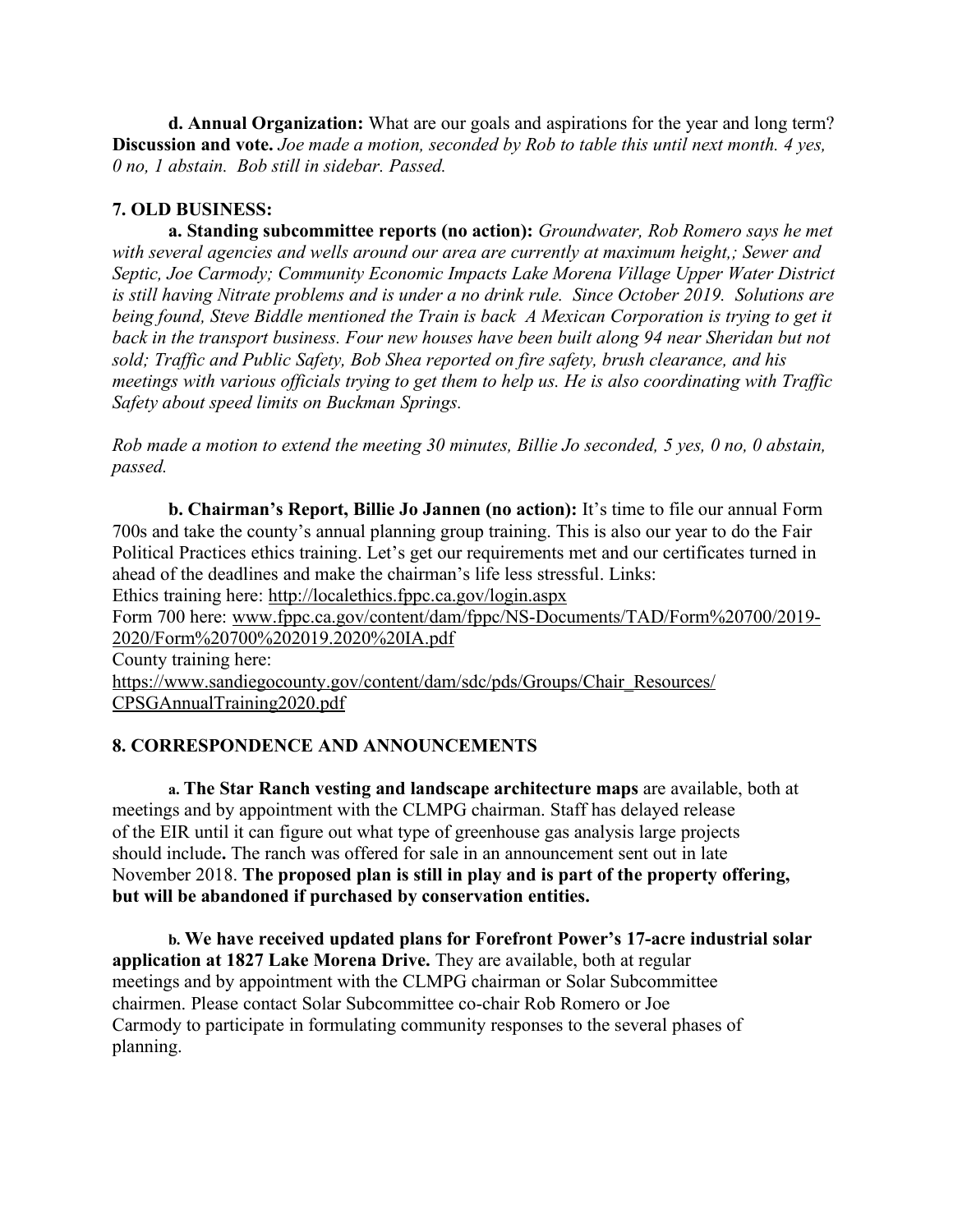**d. Annual Organization:** What are our goals and aspirations for the year and long term? **Discussion and vote.** *Joe made a motion, seconded by Rob to table this until next month. 4 yes, 0 no, 1 abstain. Bob still in sidebar. Passed.*

## 7. OLD BUSINESS:

**a. Standing subcommittee reports (no action):** *Groundwater, Rob Romero says he met with several agencies and wells around our area are currently at maximum height,; Sewer and Septic, Joe Carmody; Community Economic Impacts Lake Morena Village Upper Water District is still having Nitrate problems and is under a no drink rule. Since October 2019. Solutions are being found, Steve Biddle mentioned the Train is back A Mexican Corporation is trying to get it back in the transport business. Four new houses have been built along 94 near Sheridan but not sold; Traffic and Public Safety, Bob Shea reported on fire safety, brush clearance, and his meetings with various officials trying to get them to help us. He is also coordinating with Traffic Safety about speed limits on Buckman Springs.*

*Rob made a motion to extend the meeting 30 minutes, Billie Jo seconded, 5 yes, 0 no, 0 abstain, passed.*

**b. Chairman's Report, Billie Jo Jannen (no action):** It's time to file our annual Form 700s and take the county's annual planning group training. This is also our year to do the Fair Political Practices ethics training. Let's get our requirements met and our certificates turned in ahead of the deadlines and make the chairman's life less stressful. Links:
Ethics training here: http://localethics.fppc.ca.gov/login.aspx
Form 700 here: www.fppc.ca.gov/content/dam/fppc/NS-Documents/TAD/Form%20700/2019-2020/Form%20700%202019.2020%20IA.pdf
County training here:
https://www.sandiegocounty.gov/content/dam/sdc/pds/Groups/Chair_Resources/CPSGAnnualTraining2020.pdf

## 8. CORRESPONDENCE AND ANNOUNCEMENTS

**a. The Star Ranch vesting and landscape architecture maps** are available, both at meetings and by appointment with the CLMPG chairman. Staff has delayed release of the EIR until it can figure out what type of greenhouse gas analysis large projects should include**.** The ranch was offered for sale in an announcement sent out in late November 2018. **The proposed plan is still in play and is part of the property offering, but will be abandoned if purchased by conservation entities.**

**b. We have received updated plans for Forefront Power's 17-acre industrial solar application at 1827 Lake Morena Drive.** They are available, both at regular meetings and by appointment with the CLMPG chairman or Solar Subcommittee chairmen. Please contact Solar Subcommittee co-chair Rob Romero or Joe Carmody to participate in formulating community responses to the several phases of planning.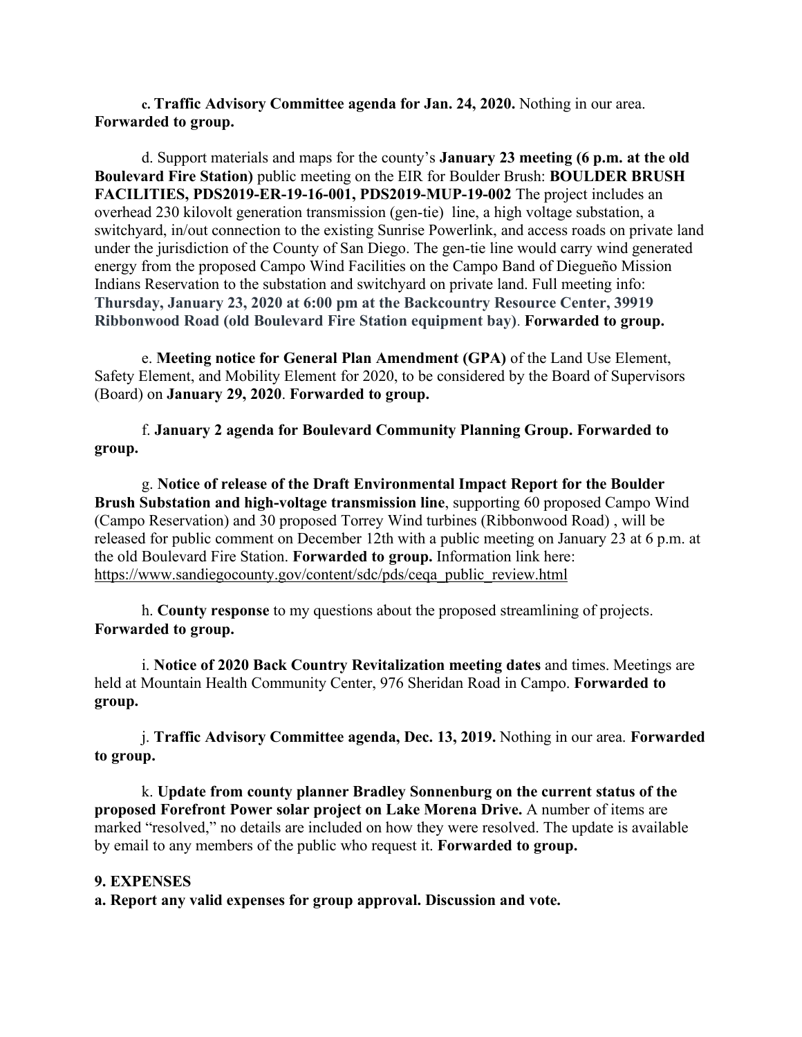c. **Traffic Advisory Committee agenda for Jan. 24, 2020.** Nothing in our area. **Forwarded to group.**

d. Support materials and maps for the county's **January 23 meeting (6 p.m. at the old Boulevard Fire Station)** public meeting on the EIR for Boulder Brush: **BOULDER BRUSH FACILITIES, PDS2019-ER-19-16-001, PDS2019-MUP-19-002** The project includes an overhead 230 kilovolt generation transmission (gen-tie) line, a high voltage substation, a switchyard, in/out connection to the existing Sunrise Powerlink, and access roads on private land under the jurisdiction of the County of San Diego. The gen-tie line would carry wind generated energy from the proposed Campo Wind Facilities on the Campo Band of Diegueño Mission Indians Reservation to the substation and switchyard on private land. Full meeting info: **Thursday, January 23, 2020 at 6:00 pm at the Backcountry Resource Center, 39919 Ribbonwood Road (old Boulevard Fire Station equipment bay)**. **Forwarded to group.**

e. **Meeting notice for General Plan Amendment (GPA)** of the Land Use Element, Safety Element, and Mobility Element for 2020, to be considered by the Board of Supervisors (Board) on **January 29, 2020**. **Forwarded to group.**

f. **January 2 agenda for Boulevard Community Planning Group. Forwarded to group.**

g. **Notice of release of the Draft Environmental Impact Report for the Boulder Brush Substation and high-voltage transmission line**, supporting 60 proposed Campo Wind (Campo Reservation) and 30 proposed Torrey Wind turbines (Ribbonwood Road) , will be released for public comment on December 12th with a public meeting on January 23 at 6 p.m. at the old Boulevard Fire Station. **Forwarded to group.** Information link here: https://www.sandiegocounty.gov/content/sdc/pds/ceqa_public_review.html

h. **County response** to my questions about the proposed streamlining of projects. **Forwarded to group.**

i. **Notice of 2020 Back Country Revitalization meeting dates** and times. Meetings are held at Mountain Health Community Center, 976 Sheridan Road in Campo. **Forwarded to group.**

j. **Traffic Advisory Committee agenda, Dec. 13, 2019.** Nothing in our area. **Forwarded to group.**

k. **Update from county planner Bradley Sonnenburg on the current status of the proposed Forefront Power solar project on Lake Morena Drive.** A number of items are marked "resolved," no details are included on how they were resolved. The update is available by email to any members of the public who request it. **Forwarded to group.**

**9. EXPENSES**

**a. Report any valid expenses for group approval. Discussion and vote.**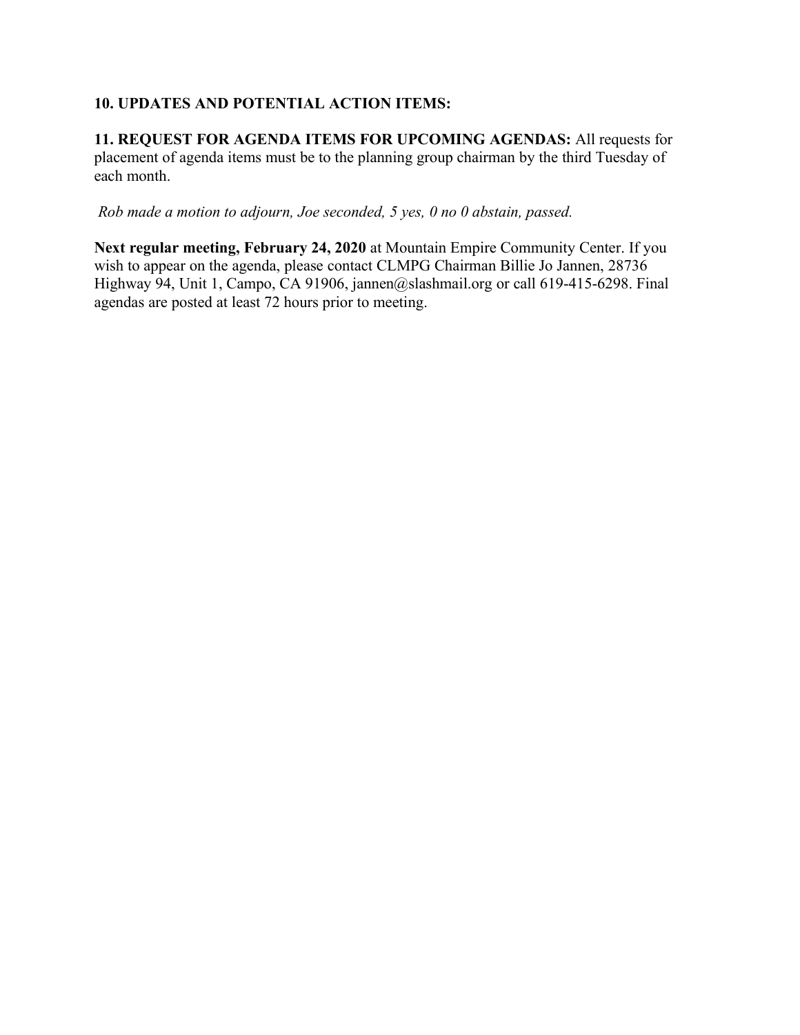**10. UPDATES AND POTENTIAL ACTION ITEMS:**

**11. REQUEST FOR AGENDA ITEMS FOR UPCOMING AGENDAS:** All requests for placement of agenda items must be to the planning group chairman by the third Tuesday of each month.

*Rob made a motion to adjourn, Joe seconded, 5 yes, 0 no 0 abstain, passed.*

**Next regular meeting, February 24, 2020** at Mountain Empire Community Center. If you wish to appear on the agenda, please contact CLMPG Chairman Billie Jo Jannen, 28736 Highway 94, Unit 1, Campo, CA 91906, jannen@slashmail.org or call 619-415-6298. Final agendas are posted at least 72 hours prior to meeting.